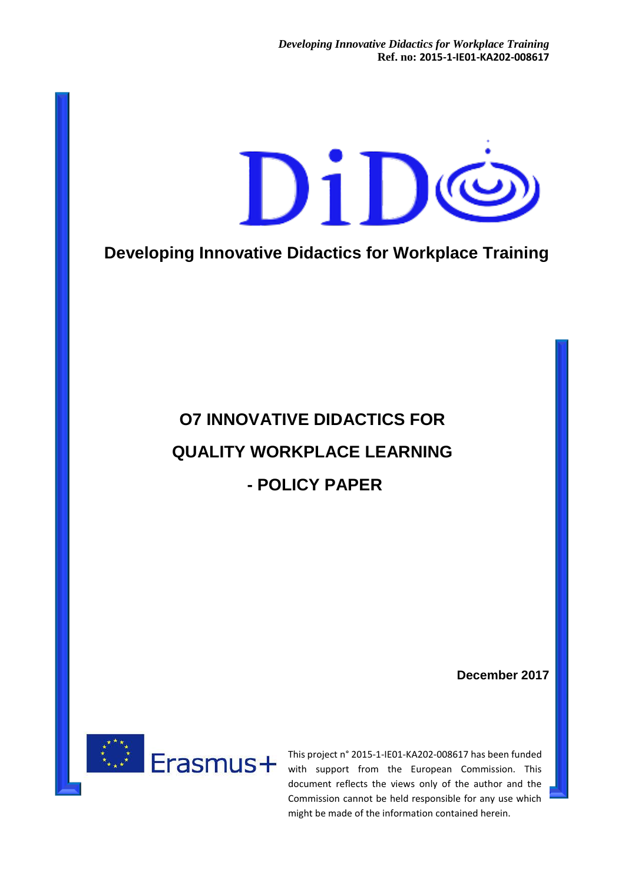# DiD

## Developing Innovative Didactics for Workplace Training

# O7 INNOVATIVE DIDACTICS FOR QUALITY WORKPLACE LEARNING - POLICY PAPER

**December 2017**

This project n° 2015-1-IE01-KA202-008617 has been funded with support from the European Commission. This document reflects the views only of the author and the Commission cannot be held responsible for any use which might be made of the information contained herein.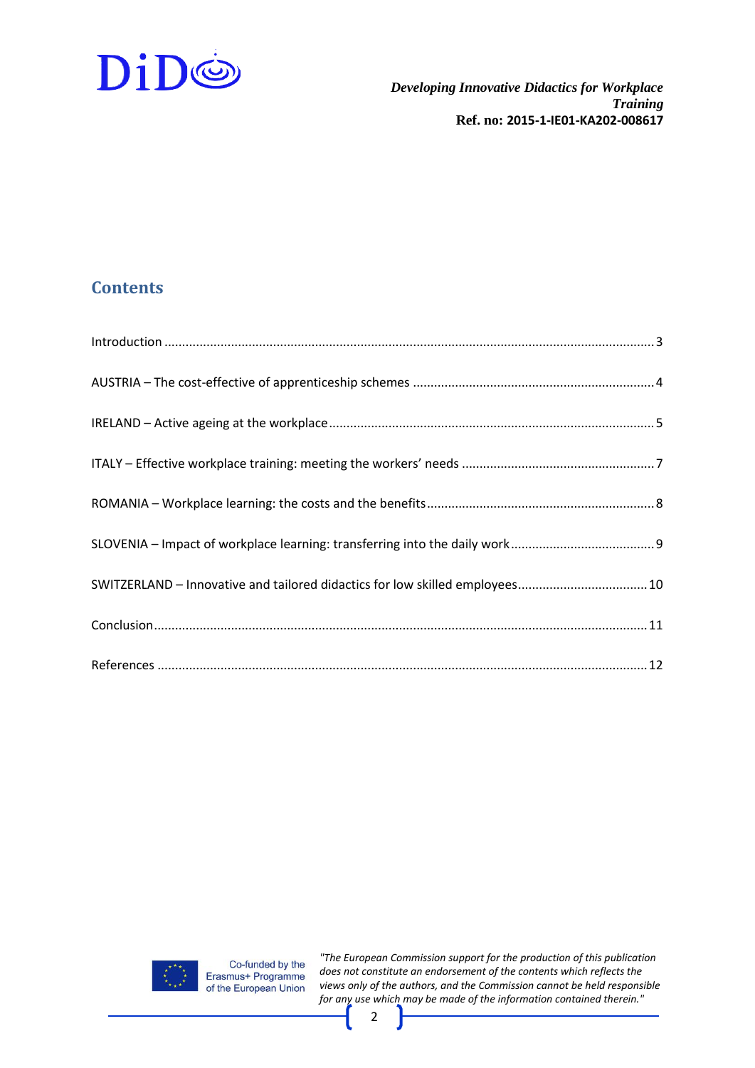## Contents

Introduction ........................................................................................................................................ 3

AUSTRIA – The cost-effective of apprenticeship schemes ................................................................... 4

IRELAND – Active ageing at the workplace .......................................................................................... 5

ITALY – Effective workplace training: meeting the workers' needs ..................................................... 7

ROMANIA – Workplace learning: the costs and the benefits ............................................................... 8

SLOVENIA – Impact of workplace learning: transferring into the daily work ........................................ 9

SWITZERLAND – Innovative and tailored didactics for low skilled employees .................................... 10

Conclusion ......................................................................................................................................... 11

References ......................................................................................................................................... 12

Co-funded by the Erasmus+ Programme of the European Union

*"The European Commission support for the production of this publication does not constitute an endorsement of the contents which reflects the views only of the authors, and the Commission cannot be held responsible for any use which may be made of the information contained therein."*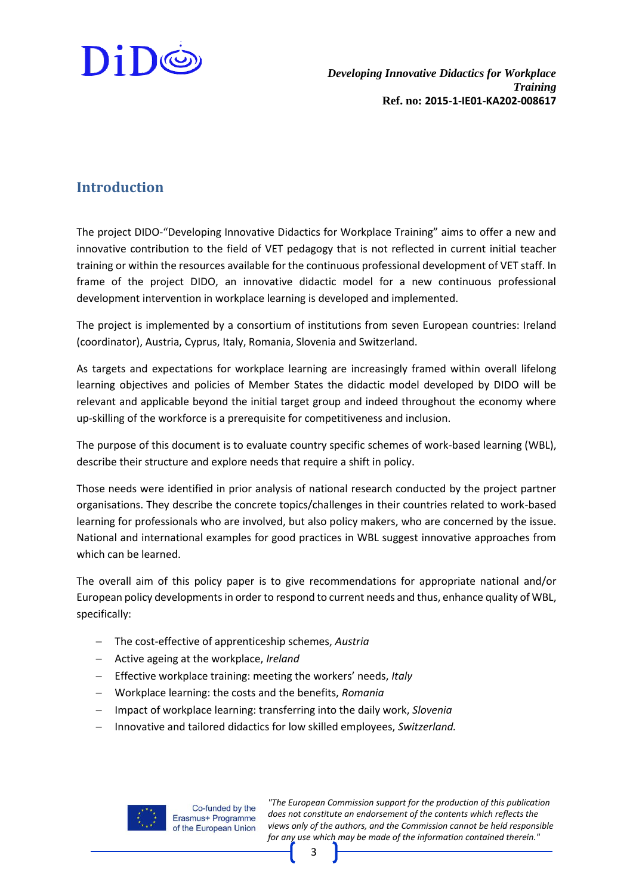## Introduction

The project DIDO-"Developing Innovative Didactics for Workplace Training" aims to offer a new and innovative contribution to the field of VET pedagogy that is not reflected in current initial teacher training or within the resources available for the continuous professional development of VET staff. In frame of the project DIDO, an innovative didactic model for a new continuous professional development intervention in workplace learning is developed and implemented.

The project is implemented by a consortium of institutions from seven European countries: Ireland (coordinator), Austria, Cyprus, Italy, Romania, Slovenia and Switzerland.

As targets and expectations for workplace learning are increasingly framed within overall lifelong learning objectives and policies of Member States the didactic model developed by DIDO will be relevant and applicable beyond the initial target group and indeed throughout the economy where up-skilling of the workforce is a prerequisite for competitiveness and inclusion.

The purpose of this document is to evaluate country specific schemes of work-based learning (WBL), describe their structure and explore needs that require a shift in policy.

Those needs were identified in prior analysis of national research conducted by the project partner organisations. They describe the concrete topics/challenges in their countries related to work-based learning for professionals who are involved, but also policy makers, who are concerned by the issue. National and international examples for good practices in WBL suggest innovative approaches from which can be learned.

The overall aim of this policy paper is to give recommendations for appropriate national and/or European policy developments in order to respond to current needs and thus, enhance quality of WBL, specifically:

- The cost-effective of apprenticeship schemes, *Austria*
- Active ageing at the workplace, *Ireland*
- Effective workplace training: meeting the workers' needs, *Italy*
- Workplace learning: the costs and the benefits, *Romania*
- Impact of workplace learning: transferring into the daily work, *Slovenia*
- Innovative and tailored didactics for low skilled employees, *Switzerland.*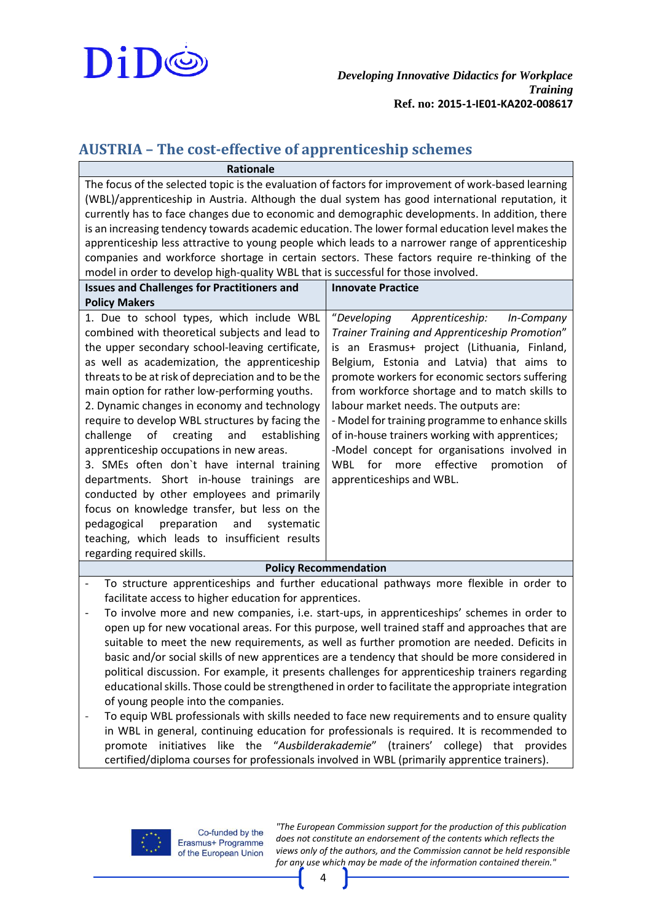## AUSTRIA – The cost-effective of apprenticeship schemes

**Rationale**

The focus of the selected topic is the evaluation of factors for improvement of work-based learning (WBL)/apprenticeship in Austria. Although the dual system has good international reputation, it currently has to face changes due to economic and demographic developments. In addition, there is an increasing tendency towards academic education. The lower formal education level makes the apprenticeship less attractive to young people which leads to a narrower range of apprenticeship companies and workforce shortage in certain sectors. These factors require re-thinking of the model in order to develop high-quality WBL that is successful for those involved.

| Issues and Challenges for Practitioners and Policy Makers | Innovate Practice |
|---|---|
| 1. Due to school types, which include WBL combined with theoretical subjects and lead to the upper secondary school-leaving certificate, as well as academization, the apprenticeship threats to be at risk of depreciation and to be the main option for rather low-performing youths.<br>2. Dynamic changes in economy and technology require to develop WBL structures by facing the challenge of creating and establishing apprenticeship occupations in new areas.<br>3. SMEs often don`t have internal training departments. Short in-house trainings are conducted by other employees and primarily focus on knowledge transfer, but less on the pedagogical preparation and systematic teaching, which leads to insufficient results regarding required skills. | "*Developing Apprenticeship: In-Company Trainer Training and Apprenticeship Promotion*" is an Erasmus+ project (Lithuania, Finland, Belgium, Estonia and Latvia) that aims to promote workers for economic sectors suffering from workforce shortage and to match skills to labour market needs. The outputs are:<br>- Model for training programme to enhance skills of in-house trainers working with apprentices;<br>-Model concept for organisations involved in WBL for more effective promotion of apprenticeships and WBL. |

**Policy Recommendation**

- To structure apprenticeships and further educational pathways more flexible in order to facilitate access to higher education for apprentices.
- To involve more and new companies, i.e. start-ups, in apprenticeships' schemes in order to open up for new vocational areas. For this purpose, well trained staff and approaches that are suitable to meet the new requirements, as well as further promotion are needed. Deficits in basic and/or social skills of new apprentices are a tendency that should be more considered in political discussion. For example, it presents challenges for apprenticeship trainers regarding educational skills. Those could be strengthened in order to facilitate the appropriate integration of young people into the companies.
- To equip WBL professionals with skills needed to face new requirements and to ensure quality in WBL in general, continuing education for professionals is required. It is recommended to promote initiatives like the "*Ausbilderakademie*" (trainers' college) that provides certified/diploma courses for professionals involved in WBL (primarily apprentice trainers).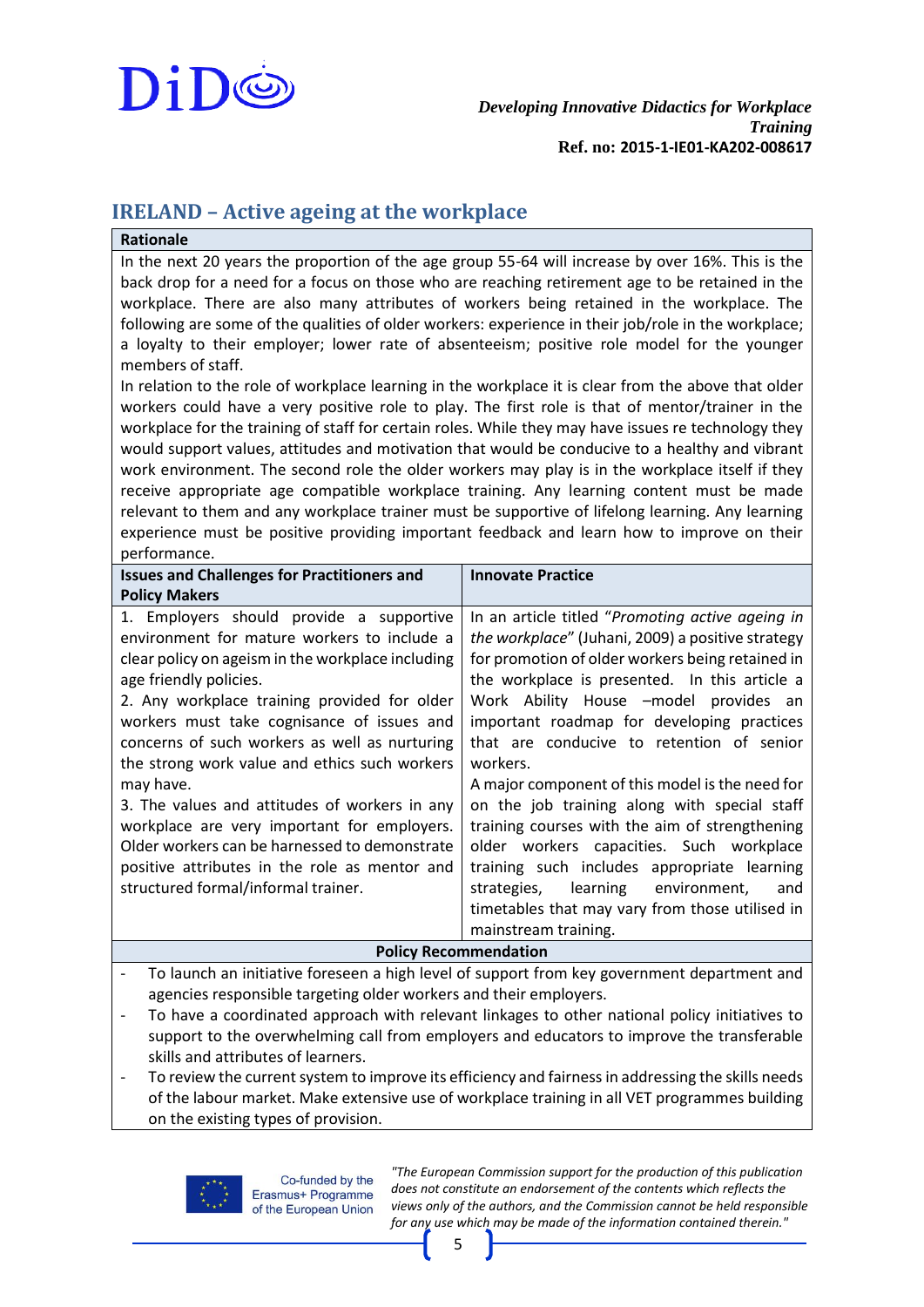## IRELAND – Active ageing at the workplace

**Rationale**

In the next 20 years the proportion of the age group 55-64 will increase by over 16%. This is the back drop for a need for a focus on those who are reaching retirement age to be retained in the workplace. There are also many attributes of workers being retained in the workplace. The following are some of the qualities of older workers: experience in their job/role in the workplace; a loyalty to their employer; lower rate of absenteeism; positive role model for the younger members of staff.

In relation to the role of workplace learning in the workplace it is clear from the above that older workers could have a very positive role to play. The first role is that of mentor/trainer in the workplace for the training of staff for certain roles. While they may have issues re technology they would support values, attitudes and motivation that would be conducive to a healthy and vibrant work environment. The second role the older workers may play is in the workplace itself if they receive appropriate age compatible workplace training. Any learning content must be made relevant to them and any workplace trainer must be supportive of lifelong learning. Any learning experience must be positive providing important feedback and learn how to improve on their performance.

| Issues and Challenges for Practitioners and Policy Makers | Innovate Practice |
| --- | --- |
| 1. Employers should provide a supportive environment for mature workers to include a clear policy on ageism in the workplace including age friendly policies.<br>2. Any workplace training provided for older workers must take cognisance of issues and concerns of such workers as well as nurturing the strong work value and ethics such workers may have.<br>3. The values and attitudes of workers in any workplace are very important for employers. Older workers can be harnessed to demonstrate positive attributes in the role as mentor and structured formal/informal trainer. | In an article titled "*Promoting active ageing in the workplace*" (Juhani, 2009) a positive strategy for promotion of older workers being retained in the workplace is presented. In this article a Work Ability House –model provides an important roadmap for developing practices that are conducive to retention of senior workers.<br>A major component of this model is the need for on the job training along with special staff training courses with the aim of strengthening older workers capacities. Such workplace training such includes appropriate learning strategies, learning environment, and timetables that may vary from those utilised in mainstream training. |

**Policy Recommendation**

- To launch an initiative foreseen a high level of support from key government department and agencies responsible targeting older workers and their employers.
- To have a coordinated approach with relevant linkages to other national policy initiatives to support to the overwhelming call from employers and educators to improve the transferable skills and attributes of learners.
- To review the current system to improve its efficiency and fairness in addressing the skills needs of the labour market. Make extensive use of workplace training in all VET programmes building on the existing types of provision.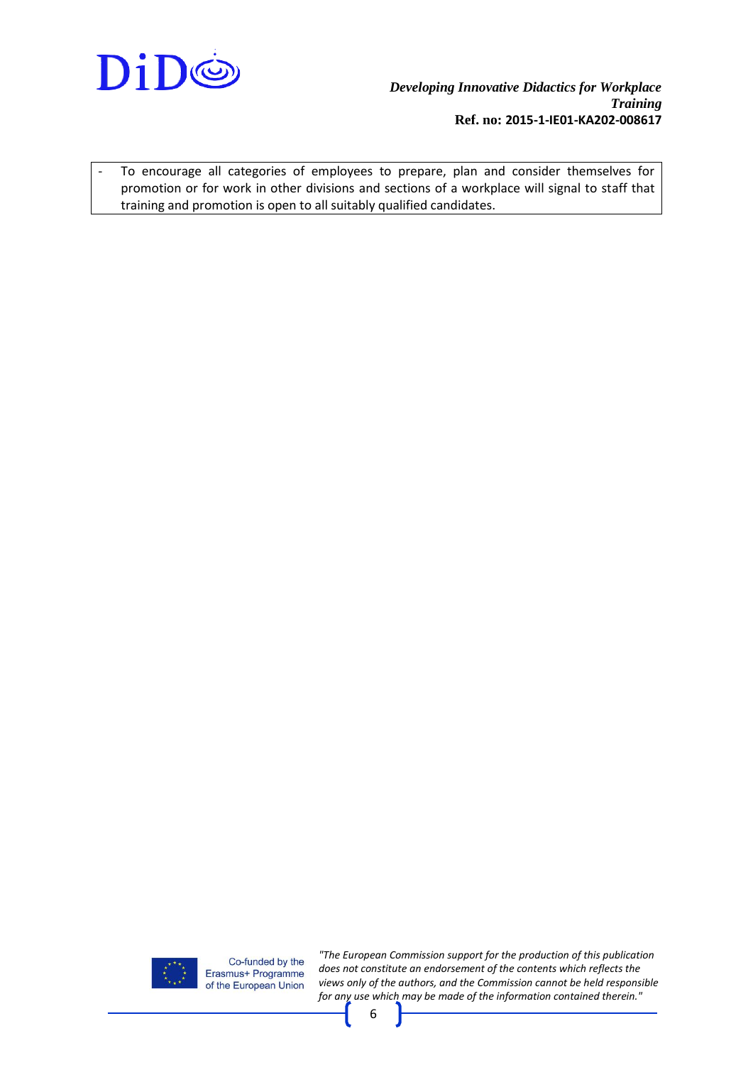- To encourage all categories of employees to prepare, plan and consider themselves for promotion or for work in other divisions and sections of a workplace will signal to staff that training and promotion is open to all suitably qualified candidates.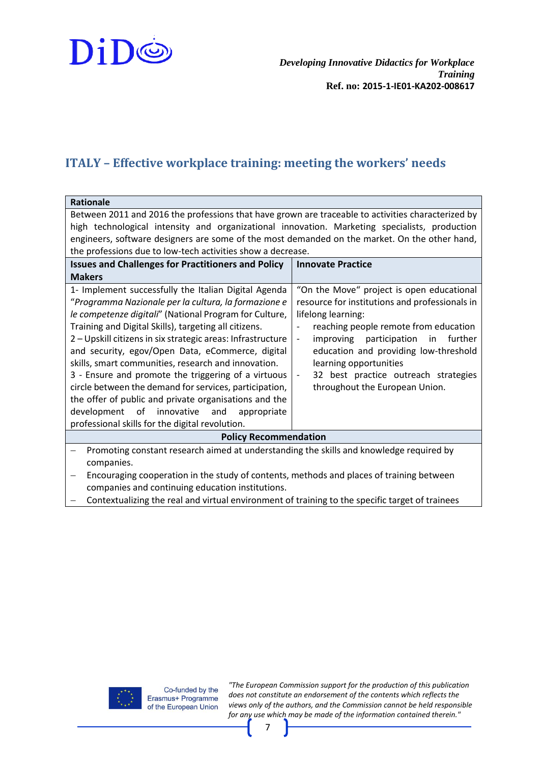## ITALY – Effective workplace training: meeting the workers' needs

| Rationale | |
|---|---|
| Between 2011 and 2016 the professions that have grown are traceable to activities characterized by high technological intensity and organizational innovation. Marketing specialists, production engineers, software designers are some of the most demanded on the market. On the other hand, the professions due to low-tech activities show a decrease. | |
| **Issues and Challenges for Practitioners and Policy Makers** | **Innovate Practice** |
| 1- Implement successfully the Italian Digital Agenda "*Programma Nazionale per la cultura, la formazione e le competenze digitali*" (National Program for Culture, Training and Digital Skills), targeting all citizens.<br>2 – Upskill citizens in six strategic areas: Infrastructure and security, egov/Open Data, eCommerce, digital skills, smart communities, research and innovation.<br>3 - Ensure and promote the triggering of a virtuous circle between the demand for services, participation, the offer of public and private organisations and the development of innovative and appropriate professional skills for the digital revolution. | "On the Move" project is open educational resource for institutions and professionals in lifelong learning:<br>- reaching people remote from education<br>- improving participation in further education and providing low-threshold learning opportunities<br>- 32 best practice outreach strategies throughout the European Union. |
| **Policy Recommendation** | |
| – Promoting constant research aimed at understanding the skills and knowledge required by companies.<br>– Encouraging cooperation in the study of contents, methods and places of training between companies and continuing education institutions.<br>– Contextualizing the real and virtual environment of training to the specific target of trainees | |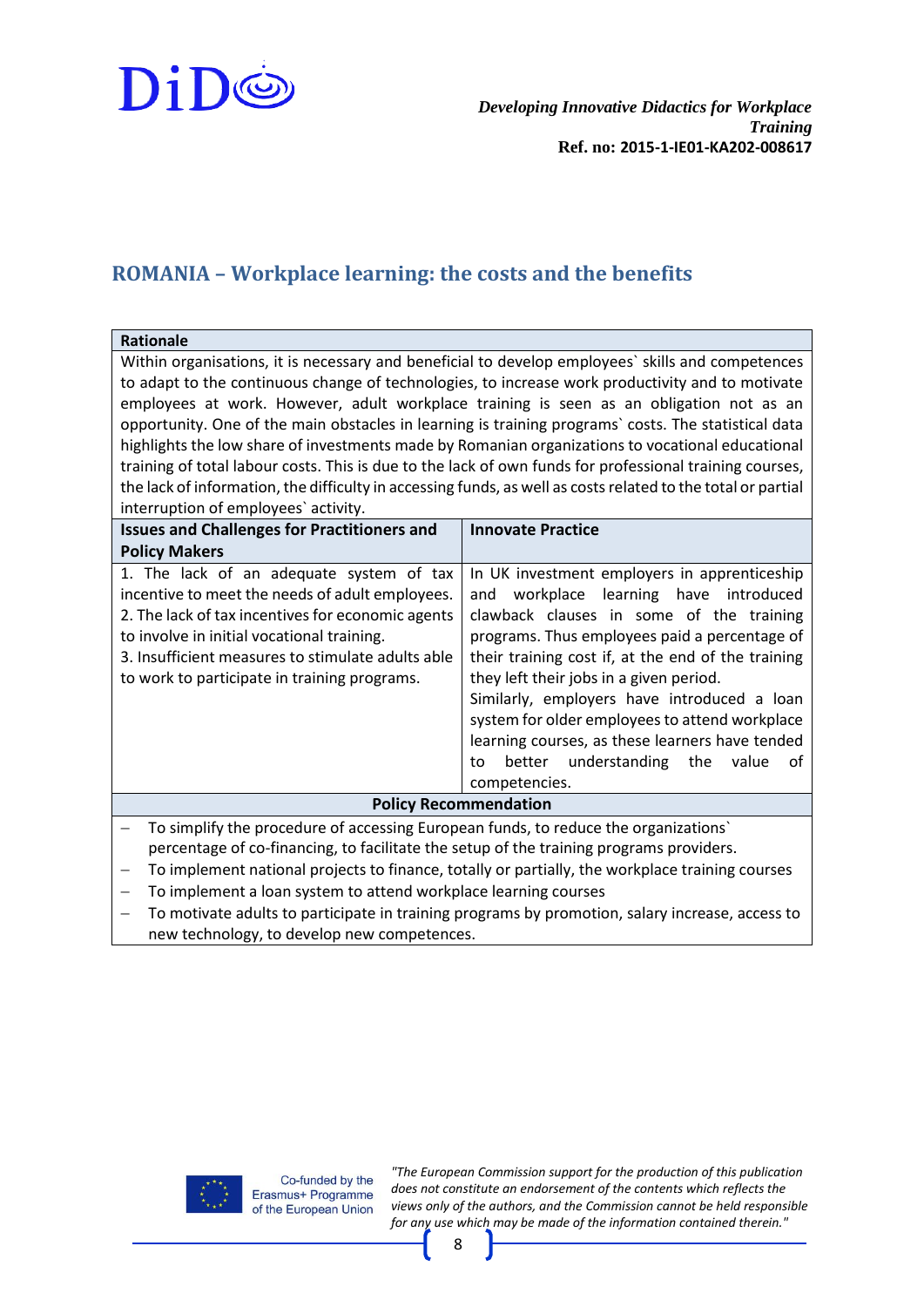## ROMANIA – Workplace learning: the costs and the benefits

| Rationale | |
|---|---|
| Within organisations, it is necessary and beneficial to develop employees` skills and competences to adapt to the continuous change of technologies, to increase work productivity and to motivate employees at work. However, adult workplace training is seen as an obligation not as an opportunity. One of the main obstacles in learning is training programs` costs. The statistical data highlights the low share of investments made by Romanian organizations to vocational educational training of total labour costs. This is due to the lack of own funds for professional training courses, the lack of information, the difficulty in accessing funds, as well as costs related to the total or partial interruption of employees` activity. | |
| **Issues and Challenges for Practitioners and Policy Makers** | **Innovate Practice** |
| 1. The lack of an adequate system of tax incentive to meet the needs of adult employees.<br>2. The lack of tax incentives for economic agents to involve in initial vocational training.<br>3. Insufficient measures to stimulate adults able to work to participate in training programs. | In UK investment employers in apprenticeship and workplace learning have introduced clawback clauses in some of the training programs. Thus employees paid a percentage of their training cost if, at the end of the training they left their jobs in a given period.<br>Similarly, employers have introduced a loan system for older employees to attend workplace learning courses, as these learners have tended to better understanding the value of competencies. |
| **Policy Recommendation** | |
| – To simplify the procedure of accessing European funds, to reduce the organizations` percentage of co-financing, to facilitate the setup of the training programs providers.<br>– To implement national projects to finance, totally or partially, the workplace training courses<br>– To implement a loan system to attend workplace learning courses<br>– To motivate adults to participate in training programs by promotion, salary increase, access to new technology, to develop new competences. | |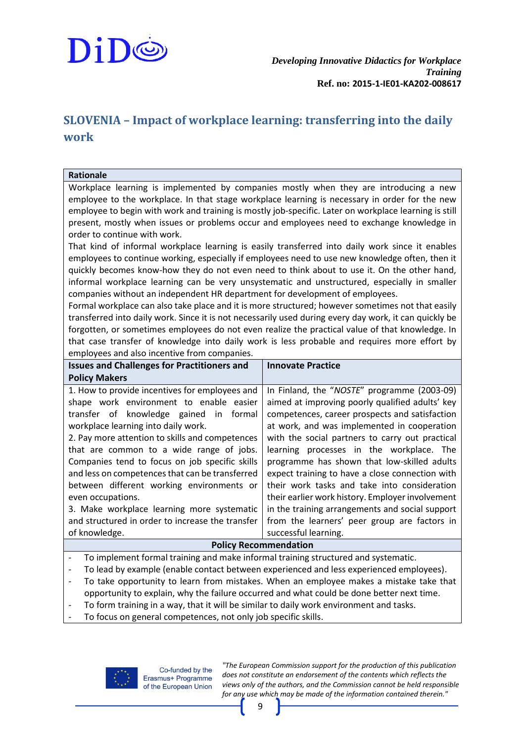## SLOVENIA – Impact of workplace learning: transferring into the daily work

**Rationale**

Workplace learning is implemented by companies mostly when they are introducing a new employee to the workplace. In that stage workplace learning is necessary in order for the new employee to begin with work and training is mostly job-specific. Later on workplace learning is still present, mostly when issues or problems occur and employees need to exchange knowledge in order to continue with work.

That kind of informal workplace learning is easily transferred into daily work since it enables employees to continue working, especially if employees need to use new knowledge often, then it quickly becomes know-how they do not even need to think about to use it. On the other hand, informal workplace learning can be very unsystematic and unstructured, especially in smaller companies without an independent HR department for development of employees.

Formal workplace can also take place and it is more structured; however sometimes not that easily transferred into daily work. Since it is not necessarily used during every day work, it can quickly be forgotten, or sometimes employees do not even realize the practical value of that knowledge. In that case transfer of knowledge into daily work is less probable and requires more effort by employees and also incentive from companies.

| Issues and Challenges for Practitioners and Policy Makers | Innovate Practice |
|---|---|
| 1. How to provide incentives for employees and shape work environment to enable easier transfer of knowledge gained in formal workplace learning into daily work.<br>2. Pay more attention to skills and competences that are common to a wide range of jobs. Companies tend to focus on job specific skills and less on competences that can be transferred between different working environments or even occupations.<br>3. Make workplace learning more systematic and structured in order to increase the transfer of knowledge. | In Finland, the "*NOSTE*" programme (2003-09) aimed at improving poorly qualified adults' key competences, career prospects and satisfaction at work, and was implemented in cooperation with the social partners to carry out practical learning processes in the workplace. The programme has shown that low-skilled adults expect training to have a close connection with their work tasks and take into consideration their earlier work history. Employer involvement in the training arrangements and social support from the learners' peer group are factors in successful learning. |

**Policy Recommendation**

- To implement formal training and make informal training structured and systematic.
- To lead by example (enable contact between experienced and less experienced employees).
- To take opportunity to learn from mistakes. When an employee makes a mistake take that opportunity to explain, why the failure occurred and what could be done better next time.
- To form training in a way, that it will be similar to daily work environment and tasks.
- To focus on general competences, not only job specific skills.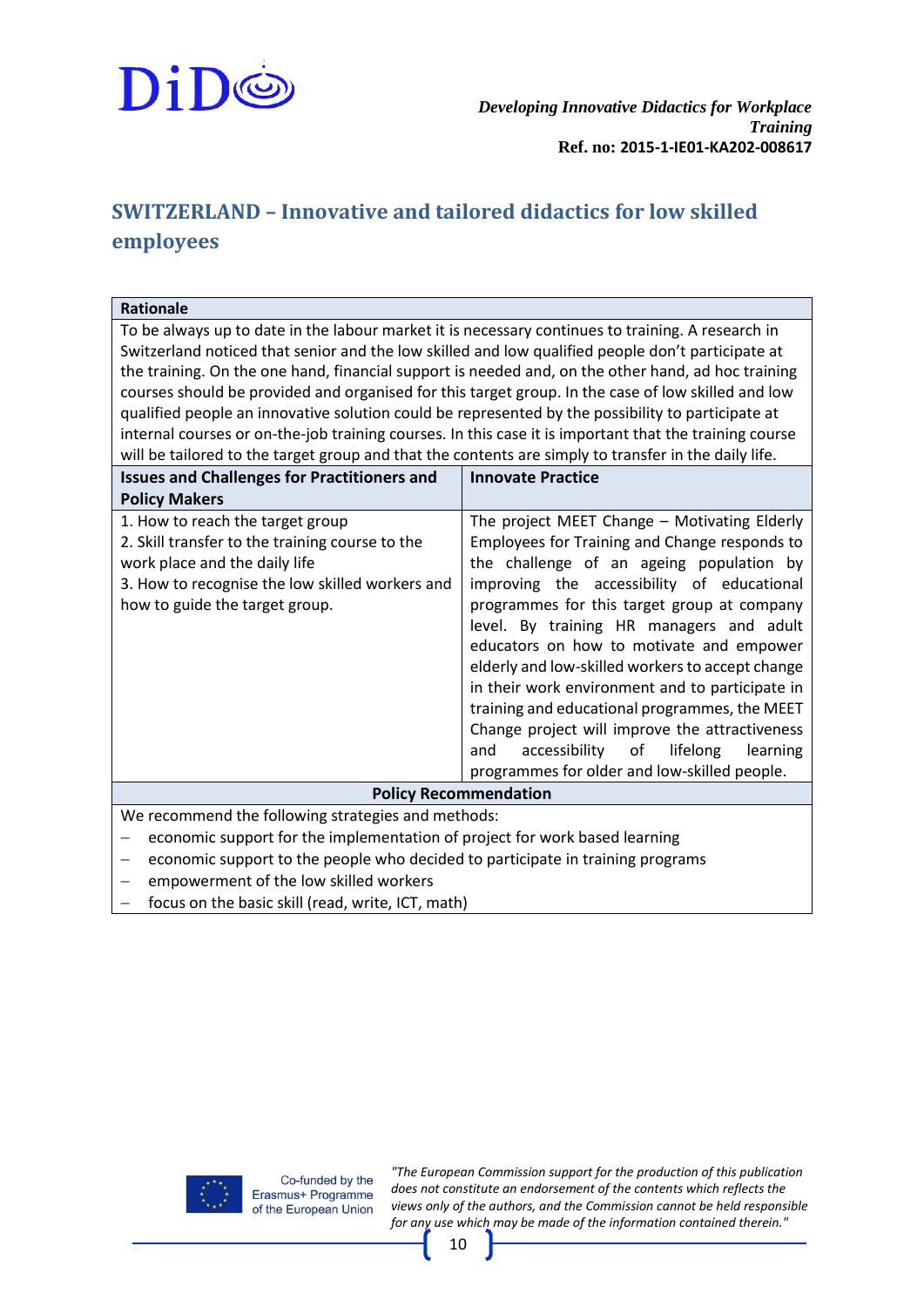## SWITZERLAND – Innovative and tailored didactics for low skilled employees

| **Rationale** | |
|---|---|
| To be always up to date in the labour market it is necessary continues to training. A research in Switzerland noticed that senior and the low skilled and low qualified people don't participate at the training. On the one hand, financial support is needed and, on the other hand, ad hoc training courses should be provided and organised for this target group. In the case of low skilled and low qualified people an innovative solution could be represented by the possibility to participate at internal courses or on-the-job training courses. In this case it is important that the training course will be tailored to the target group and that the contents are simply to transfer in the daily life. | |
| **Issues and Challenges for Practitioners and Policy Makers** | **Innovate Practice** |
| 1. How to reach the target group<br>2. Skill transfer to the training course to the work place and the daily life<br>3. How to recognise the low skilled workers and how to guide the target group. | The project MEET Change – Motivating Elderly Employees for Training and Change responds to the challenge of an ageing population by improving the accessibility of educational programmes for this target group at company level. By training HR managers and adult educators on how to motivate and empower elderly and low-skilled workers to accept change in their work environment and to participate in training and educational programmes, the MEET Change project will improve the attractiveness and accessibility of lifelong learning programmes for older and low-skilled people. |
| **Policy Recommendation** | |
| We recommend the following strategies and methods:<br>– economic support for the implementation of project for work based learning<br>– economic support to the people who decided to participate in training programs<br>– empowerment of the low skilled workers<br>– focus on the basic skill (read, write, ICT, math) | |

"The European Commission support for the production of this publication does not constitute an endorsement of the contents which reflects the views only of the authors, and the Commission cannot be held responsible for any use which may be made of the information contained therein."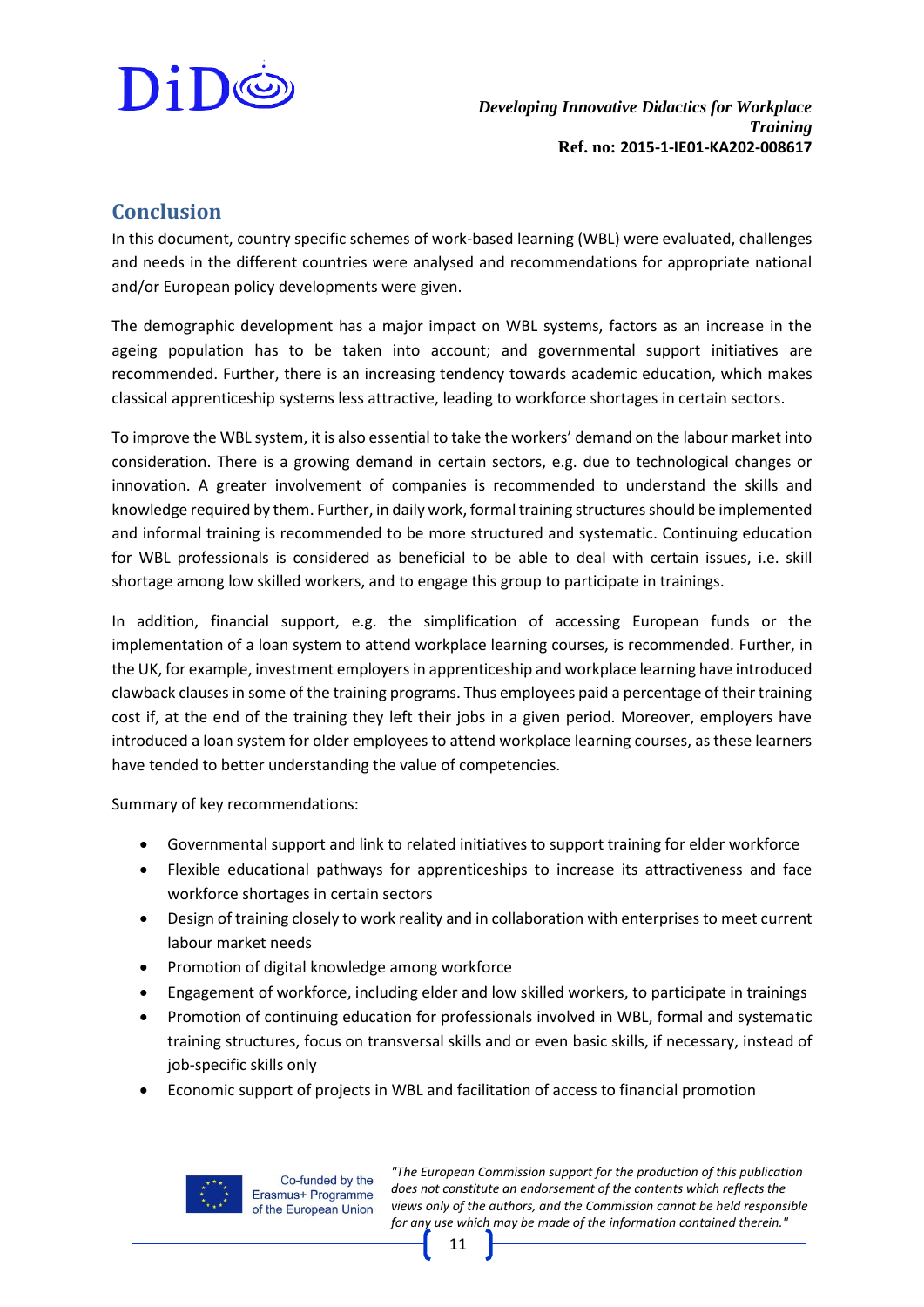## Conclusion

In this document, country specific schemes of work-based learning (WBL) were evaluated, challenges and needs in the different countries were analysed and recommendations for appropriate national and/or European policy developments were given.

The demographic development has a major impact on WBL systems, factors as an increase in the ageing population has to be taken into account; and governmental support initiatives are recommended. Further, there is an increasing tendency towards academic education, which makes classical apprenticeship systems less attractive, leading to workforce shortages in certain sectors.

To improve the WBL system, it is also essential to take the workers' demand on the labour market into consideration. There is a growing demand in certain sectors, e.g. due to technological changes or innovation. A greater involvement of companies is recommended to understand the skills and knowledge required by them. Further, in daily work, formal training structures should be implemented and informal training is recommended to be more structured and systematic. Continuing education for WBL professionals is considered as beneficial to be able to deal with certain issues, i.e. skill shortage among low skilled workers, and to engage this group to participate in trainings.

In addition, financial support, e.g. the simplification of accessing European funds or the implementation of a loan system to attend workplace learning courses, is recommended. Further, in the UK, for example, investment employers in apprenticeship and workplace learning have introduced clawback clauses in some of the training programs. Thus employees paid a percentage of their training cost if, at the end of the training they left their jobs in a given period. Moreover, employers have introduced a loan system for older employees to attend workplace learning courses, as these learners have tended to better understanding the value of competencies.

Summary of key recommendations:

- Governmental support and link to related initiatives to support training for elder workforce
- Flexible educational pathways for apprenticeships to increase its attractiveness and face workforce shortages in certain sectors
- Design of training closely to work reality and in collaboration with enterprises to meet current labour market needs
- Promotion of digital knowledge among workforce
- Engagement of workforce, including elder and low skilled workers, to participate in trainings
- Promotion of continuing education for professionals involved in WBL, formal and systematic training structures, focus on transversal skills and or even basic skills, if necessary, instead of job-specific skills only
- Economic support of projects in WBL and facilitation of access to financial promotion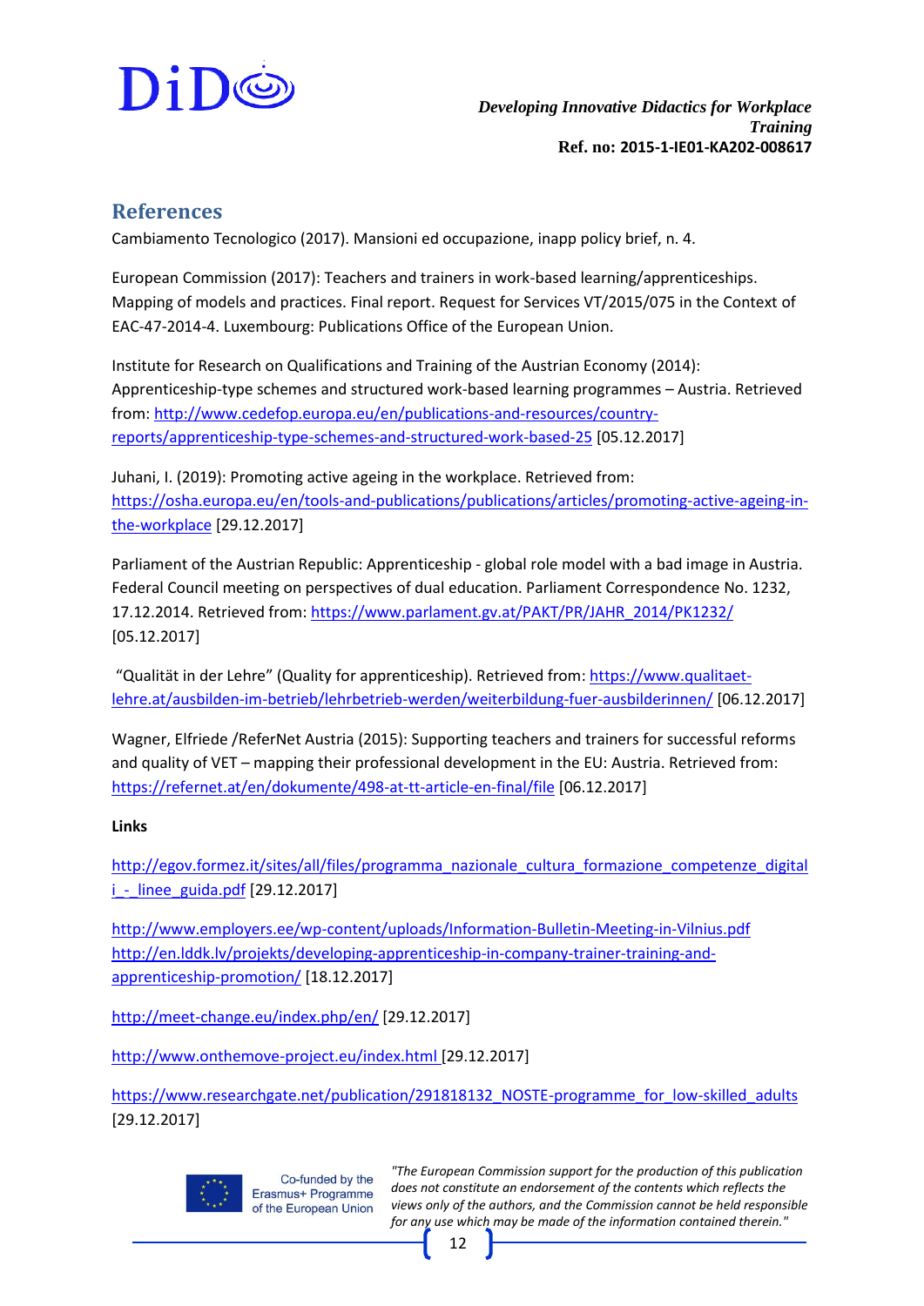## References

Cambiamento Tecnologico (2017). Mansioni ed occupazione, inapp policy brief, n. 4.

European Commission (2017): Teachers and trainers in work-based learning/apprenticeships. Mapping of models and practices. Final report. Request for Services VT/2015/075 in the Context of EAC-47-2014-4. Luxembourg: Publications Office of the European Union.

Institute for Research on Qualifications and Training of the Austrian Economy (2014): Apprenticeship-type schemes and structured work-based learning programmes – Austria. Retrieved from: http://www.cedefop.europa.eu/en/publications-and-resources/country-reports/apprenticeship-type-schemes-and-structured-work-based-25 [05.12.2017]

Juhani, I. (2019): Promoting active ageing in the workplace. Retrieved from: https://osha.europa.eu/en/tools-and-publications/publications/articles/promoting-active-ageing-in-the-workplace [29.12.2017]

Parliament of the Austrian Republic: Apprenticeship - global role model with a bad image in Austria. Federal Council meeting on perspectives of dual education. Parliament Correspondence No. 1232, 17.12.2014. Retrieved from: https://www.parlament.gv.at/PAKT/PR/JAHR_2014/PK1232/ [05.12.2017]

"Qualität in der Lehre" (Quality for apprenticeship). Retrieved from: https://www.qualitaet-lehre.at/ausbilden-im-betrieb/lehrbetrieb-werden/weiterbildung-fuer-ausbilderinnen/ [06.12.2017]

Wagner, Elfriede /ReferNet Austria (2015): Supporting teachers and trainers for successful reforms and quality of VET – mapping their professional development in the EU: Austria. Retrieved from: https://refernet.at/en/dokumente/498-at-tt-article-en-final/file [06.12.2017]

**Links**

http://egov.formez.it/sites/all/files/programma_nazionale_cultura_formazione_competenze_digitali_-_linee_guida.pdf [29.12.2017]

http://www.employers.ee/wp-content/uploads/Information-Bulletin-Meeting-in-Vilnius.pdf
http://en.lddk.lv/projekts/developing-apprenticeship-in-company-trainer-training-and-apprenticeship-promotion/ [18.12.2017]

http://meet-change.eu/index.php/en/ [29.12.2017]

http://www.onthemove-project.eu/index.html [29.12.2017]

https://www.researchgate.net/publication/291818132_NOSTE-programme_for_low-skilled_adults [29.12.2017]